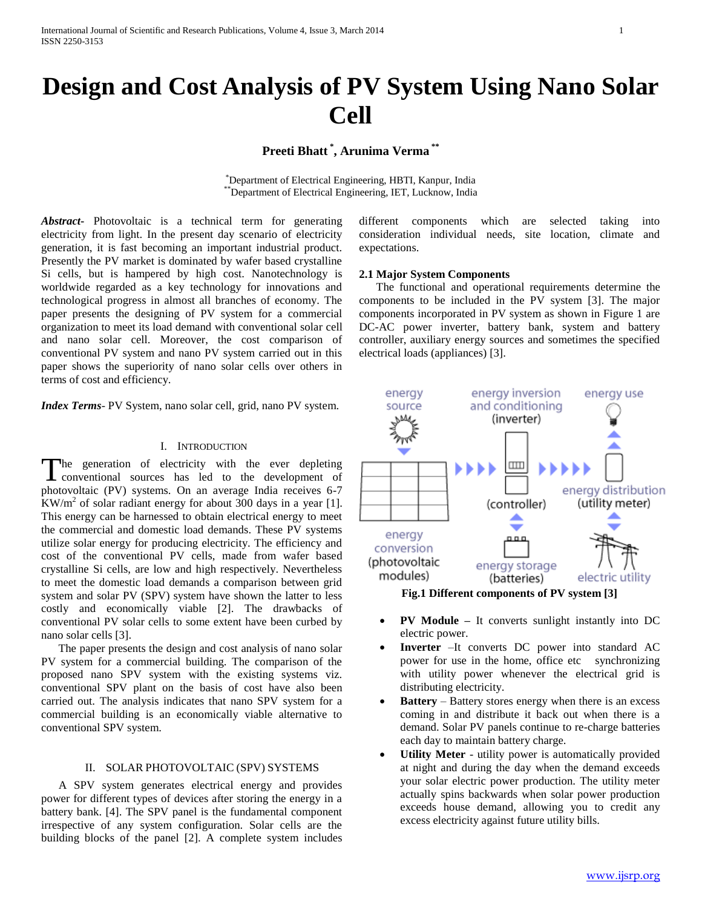# Design and Cost Analysis of PV System Using Nano Solar Cell

**Preeti Bhatt [*], Arunima Verma [**]**

[*] Department of Electrical Engineering, HBTI, Kanpur, India
[**] Department of Electrical Engineering, IET, Lucknow, India

***Abstract-*** Photovoltaic is a technical term for generating electricity from light. In the present day scenario of electricity generation, it is fast becoming an important industrial product. Presently the PV market is dominated by wafer based crystalline Si cells, but is hampered by high cost. Nanotechnology is worldwide regarded as a key technology for innovations and technological progress in almost all branches of economy. The paper presents the designing of PV system for a commercial organization to meet its load demand with conventional solar cell and nano solar cell. Moreover, the cost comparison of conventional PV system and nano PV system carried out in this paper shows the superiority of nano solar cells over others in terms of cost and efficiency.

***Index Terms*-** PV System, nano solar cell, grid, nano PV system.

## I. Introduction

The generation of electricity with the ever depleting conventional sources has led to the development of photovoltaic (PV) systems. On an average India receives 6-7 $KW/m^2$ of solar radiant energy for about 300 days in a year [1]. This energy can be harnessed to obtain electrical energy to meet the commercial and domestic load demands. These PV systems utilize solar energy for producing electricity. The efficiency and cost of the conventional PV cells, made from wafer based crystalline Si cells, are low and high respectively. Nevertheless to meet the domestic load demands a comparison between grid system and solar PV (SPV) system have shown the latter to less costly and economically viable [2]. The drawbacks of conventional PV solar cells to some extent have been curbed by nano solar cells [3].

The paper presents the design and cost analysis of nano solar PV system for a commercial building. The comparison of the proposed nano SPV system with the existing systems viz. conventional SPV plant on the basis of cost have also been carried out. The analysis indicates that nano SPV system for a commercial building is an economically viable alternative to conventional SPV system.

## II. Solar Photovoltaic (SPV) Systems

A SPV system generates electrical energy and provides power for different types of devices after storing the energy in a battery bank. [4]. The SPV panel is the fundamental component irrespective of any system configuration. Solar cells are the building blocks of the panel [2]. A complete system includes different components which are selected taking into consideration individual needs, site location, climate and expectations.

### 2.1 Major System Components

The functional and operational requirements determine the components to be included in the PV system [3]. The major components incorporated in PV system as shown in Figure 1 are DC-AC power inverter, battery bank, system and battery controller, auxiliary energy sources and sometimes the specified electrical loads (appliances) [3].

**Fig.1 Different components of PV system [3]**

- **PV Module –** It converts sunlight instantly into DC electric power.
- **Inverter** –It converts DC power into standard AC power for use in the home, office etc synchronizing with utility power whenever the electrical grid is distributing electricity.
- **Battery** – Battery stores energy when there is an excess coming in and distribute it back out when there is a demand. Solar PV panels continue to re-charge batteries each day to maintain battery charge.
- **Utility Meter** - utility power is automatically provided at night and during the day when the demand exceeds your solar electric power production. The utility meter actually spins backwards when solar power production exceeds house demand, allowing you to credit any excess electricity against future utility bills.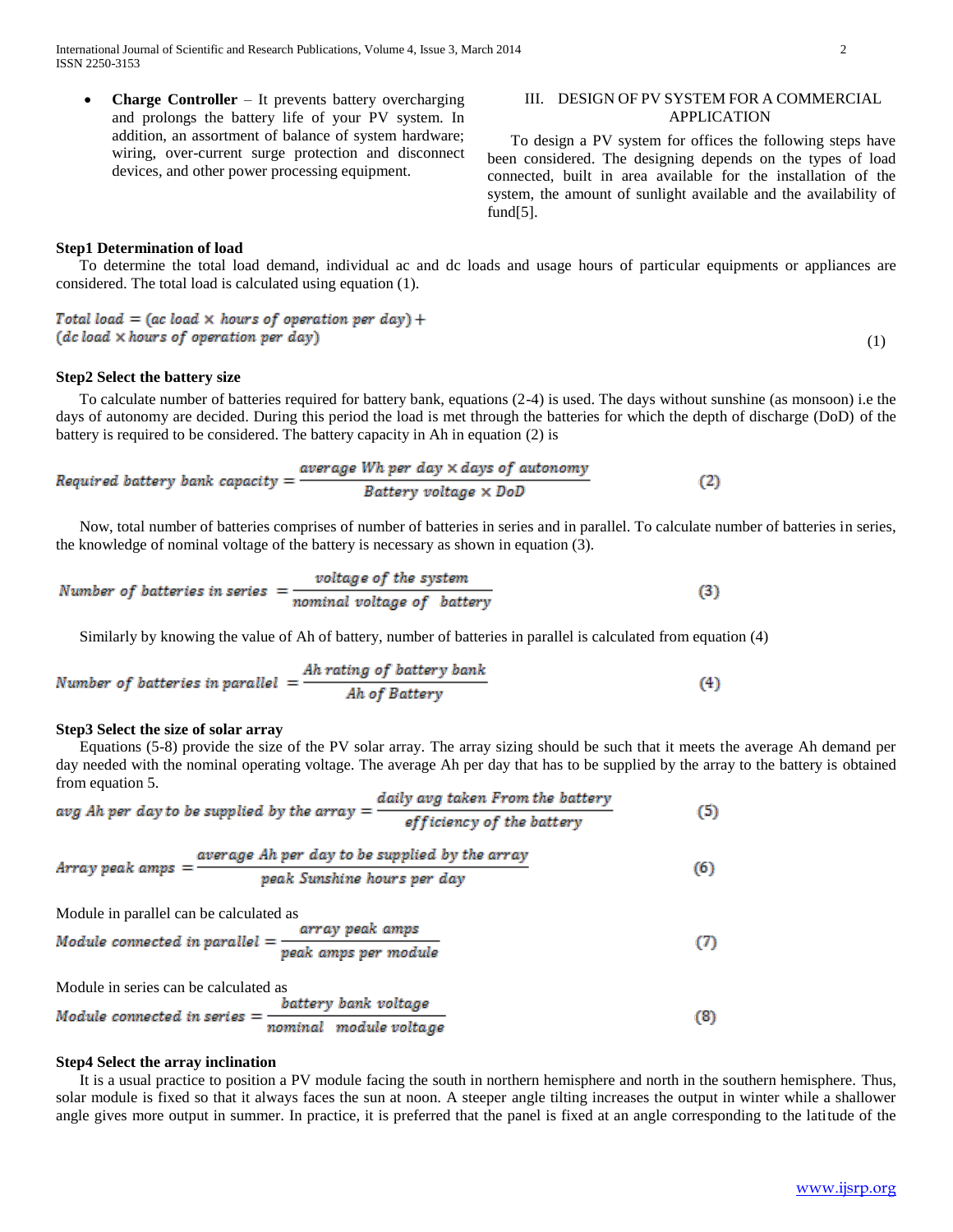- **Charge Controller** – It prevents battery overcharging and prolongs the battery life of your PV system. In addition, an assortment of balance of system hardware; wiring, over-current surge protection and disconnect devices, and other power processing equipment.

## III. DESIGN OF PV SYSTEM FOR A COMMERCIAL APPLICATION

To design a PV system for offices the following steps have been considered. The designing depends on the types of load connected, built in area available for the installation of the system, the amount of sunlight available and the availability of fund[5].

### Step1 Determination of load

To determine the total load demand, individual ac and dc loads and usage hours of particular equipments or appliances are considered. The total load is calculated using equation (1).

$$Total\ load = (ac\ load \times hours\ of\ operation\ per\ day) + (dc\ load \times hours\ of\ operation\ per\ day) \tag{1}$$

### Step2 Select the battery size

To calculate number of batteries required for battery bank, equations (2-4) is used. The days without sunshine (as monsoon) i.e the days of autonomy are decided. During this period the load is met through the batteries for which the depth of discharge (DoD) of the battery is required to be considered. The battery capacity in Ah in equation (2) is

$$Required\ battery\ bank\ capacity = \frac{average\ Wh\ per\ day \times days\ of\ autonomy}{Battery\ voltage \times DoD} \tag{2}$$

Now, total number of batteries comprises of number of batteries in series and in parallel. To calculate number of batteries in series, the knowledge of nominal voltage of the battery is necessary as shown in equation (3).

$$Number\ of\ batteries\ in\ series = \frac{voltage\ of\ the\ system}{nominal\ voltage\ of\ battery} \tag{3}$$

Similarly by knowing the value of Ah of battery, number of batteries in parallel is calculated from equation (4)

$$Number\ of\ batteries\ in\ parallel = \frac{Ah\ rating\ of\ battery\ bank}{Ah\ of\ Battery} \tag{4}$$

### Step3 Select the size of solar array

Equations (5-8) provide the size of the PV solar array. The array sizing should be such that it meets the average Ah demand per day needed with the nominal operating voltage. The average Ah per day that has to be supplied by the array to the battery is obtained from equation 5.

$$avg\ Ah\ per\ day\ to\ be\ supplied\ by\ the\ array = \frac{daily\ avg\ taken\ From\ the\ battery}{efficiency\ of\ the\ battery} \tag{5}$$

$$Array\ peak\ amps = \frac{average\ Ah\ per\ day\ to\ be\ supplied\ by\ the\ array}{peak\ Sunshine\ hours\ per\ day} \tag{6}$$

Module in parallel can be calculated as

$$Module\ connected\ in\ parallel = \frac{array\ peak\ amps}{peak\ amps\ per\ module} \tag{7}$$

Module in series can be calculated as

$$Module\ connected\ in\ series = \frac{battery\ bank\ voltage}{nominal\ module\ voltage} \tag{8}$$

### Step4 Select the array inclination

It is a usual practice to position a PV module facing the south in northern hemisphere and north in the southern hemisphere. Thus, solar module is fixed so that it always faces the sun at noon. A steeper angle tilting increases the output in winter while a shallower angle gives more output in summer. In practice, it is preferred that the panel is fixed at an angle corresponding to the latitude of the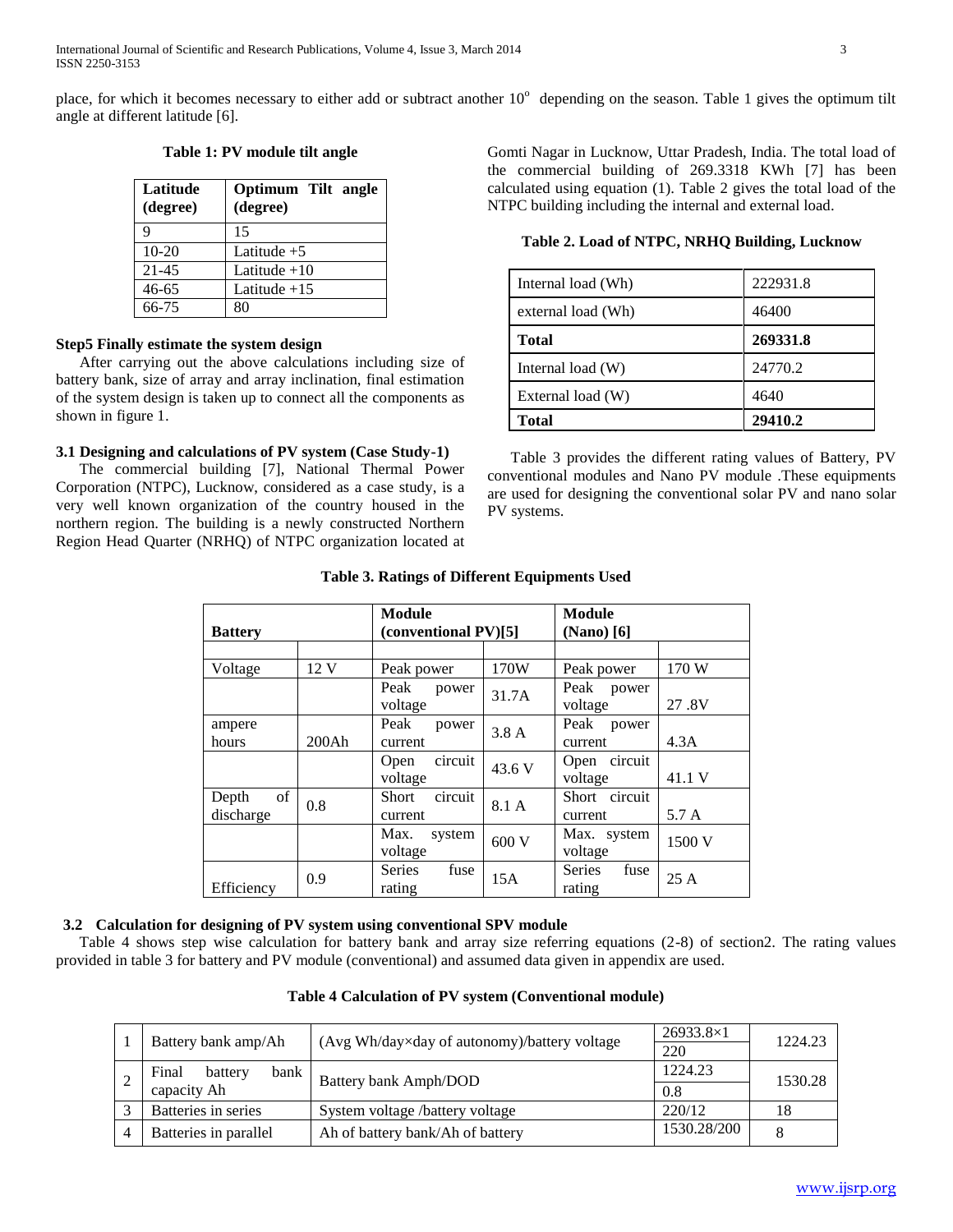place, for which it becomes necessary to either add or subtract another $10^o$ depending on the season. Table 1 gives the optimum tilt angle at different latitude [6].

**Table 1: PV module tilt angle**

| Latitude (degree) | Optimum Tilt angle (degree) |
|---|---|
| 9 | 15 |
| 10-20 | Latitude +5 |
| 21-45 | Latitude +10 |
| 46-65 | Latitude +15 |
| 66-75 | 80 |

**Step5 Finally estimate the system design**

After carrying out the above calculations including size of battery bank, size of array and array inclination, final estimation of the system design is taken up to connect all the components as shown in figure 1.

### 3.1 Designing and calculations of PV system (Case Study-1)

The commercial building [7], National Thermal Power Corporation (NTPC), Lucknow, considered as a case study, is a very well known organization of the country housed in the northern region. The building is a newly constructed Northern Region Head Quarter (NRHQ) of NTPC organization located at Gomti Nagar in Lucknow, Uttar Pradesh, India. The total load of the commercial building of 269.3318 KWh [7] has been calculated using equation (1). Table 2 gives the total load of the NTPC building including the internal and external load.

**Table 2. Load of NTPC, NRHQ Building, Lucknow**

| | |
|---|---|
| Internal load (Wh) | 222931.8 |
| external load (Wh) | 46400 |
| **Total** | **269331.8** |
| Internal load (W) | 24770.2 |
| External load (W) | 4640 |
| **Total** | **29410.2** |

Table 3 provides the different rating values of Battery, PV conventional modules and Nano PV module .These equipments are used for designing the conventional solar PV and nano solar PV systems.

**Table 3. Ratings of Different Equipments Used**

| **Battery** | | **Module (conventional PV)[5]** | | **Module (Nano) [6]** | |
|---|---|---|---|---|---|
| | | | | | |
| Voltage | 12 V | Peak power | 170W | Peak power | 170 W |
| | | Peak power voltage | 31.7A | Peak power voltage | 27 .8V |
| ampere hours | 200Ah | Peak power current | 3.8 A | Peak power current | 4.3A |
| | | Open circuit voltage | 43.6 V | Open circuit voltage | 41.1 V |
| Depth of discharge | 0.8 | Short circuit current | 8.1 A | Short circuit current | 5.7 A |
| | | Max. system voltage | 600 V | Max. system voltage | 1500 V |
| Efficiency | 0.9 | Series fuse rating | 15A | Series fuse rating | 25 A |

### 3.2 Calculation for designing of PV system using conventional SPV module

Table 4 shows step wise calculation for battery bank and array size referring equations (2-8) of section2. The rating values provided in table 3 for battery and PV module (conventional) and assumed data given in appendix are used.

**Table 4 Calculation of PV system (Conventional module)**

| | | | | |
|---|---|---|---|---|
| 1 | Battery bank amp/Ah | (Avg Wh/day×day of autonomy)/battery voltage | 26933.8×1 / 220 | 1224.23 |
| 2 | Final battery bank capacity Ah | Battery bank Amph/DOD | 1224.23 / 0.8 | 1530.28 |
| 3 | Batteries in series | System voltage /battery voltage | 220/12 | 18 |
| 4 | Batteries in parallel | Ah of battery bank/Ah of battery | 1530.28/200 | 8 |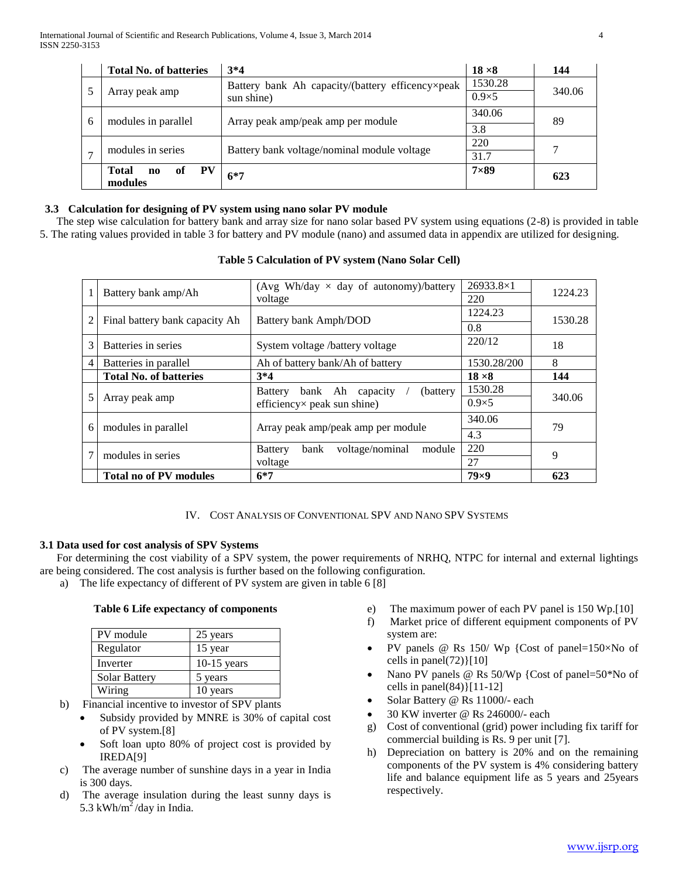|  | Total No. of batteries | 3*4 | 18 ×8 | 144 |
|---|---|---|---|---|
| 5 | Array peak amp | Battery bank Ah capacity/(battery efficency×peak sun shine) | 1530.28 / 0.9×5 | 340.06 |
| 6 | modules in parallel | Array peak amp/peak amp per module | 340.06 / 3.8 | 89 |
| 7 | modules in series | Battery bank voltage/nominal module voltage | 220 / 31.7 | 7 |
|  | **Total no of PV modules** | **6*7** | **7×89** | **623** |

### 3.3 Calculation for designing of PV system using nano solar PV module

The step wise calculation for battery bank and array size for nano solar based PV system using equations (2-8) is provided in table 5. The rating values provided in table 3 for battery and PV module (nano) and assumed data in appendix are utilized for designing.

**Table 5 Calculation of PV system (Nano Solar Cell)**

| 1 | Battery bank amp/Ah | (Avg Wh/day × day of autonomy)/battery voltage | 26933.8×1 / 220 | 1224.23 |
|---|---|---|---|---|
| 2 | Final battery bank capacity Ah | Battery bank Amph/DOD | 1224.23 / 0.8 | 1530.28 |
| 3 | Batteries in series | System voltage /battery voltage | 220/12 | 18 |
| 4 | Batteries in parallel | Ah of battery bank/Ah of battery | 1530.28/200 | 8 |
|  | **Total No. of batteries** | **3*4** | **18 ×8** | **144** |
| 5 | Array peak amp | Battery bank Ah capacity / (battery efficiency× peak sun shine) | 1530.28 / 0.9×5 | 340.06 |
| 6 | modules in parallel | Array peak amp/peak amp per module | 340.06 / 4.3 | 79 |
| 7 | modules in series | Battery bank voltage/nominal module voltage | 220 / 27 | 9 |
|  | **Total no of PV modules** | **6*7** | **79×9** | **623** |

## IV. Cost Analysis of Conventional SPV and Nano SPV Systems

### 3.1 Data used for cost analysis of SPV Systems

For determining the cost viability of a SPV system, the power requirements of NRHQ, NTPC for internal and external lightings are being considered. The cost analysis is further based on the following configuration.

a) The life expectancy of different of PV system are given in table 6 [8]

**Table 6 Life expectancy of components**

| PV module | 25 years |
|---|---|
| Regulator | 15 year |
| Inverter | 10-15 years |
| Solar Battery | 5 years |
| Wiring | 10 years |

b) Financial incentive to investor of SPV plants
   - Subsidy provided by MNRE is 30% of capital cost of PV system.[8]
   - Soft loan upto 80% of project cost is provided by IREDA[9]

c) The average number of sunshine days in a year in India is 300 days.

d) The average insulation during the least sunny days is 5.3 kWh/m$^2$/day in India.

e) The maximum power of each PV panel is 150 Wp.[10]

f) Market price of different equipment components of PV system are:
   - PV panels @ Rs 150/ Wp {Cost of panel=150×No of cells in panel(72)}[10]
   - Nano PV panels @ Rs 50/Wp {Cost of panel=50*No of cells in panel(84)}[11-12]
   - Solar Battery @ Rs 11000/- each
   - 30 KW inverter @ Rs 246000/- each

g) Cost of conventional (grid) power including fix tariff for commercial building is Rs. 9 per unit [7].

h) Depreciation on battery is 20% and on the remaining components of the PV system is 4% considering battery life and balance equipment life as 5 years and 25years respectively.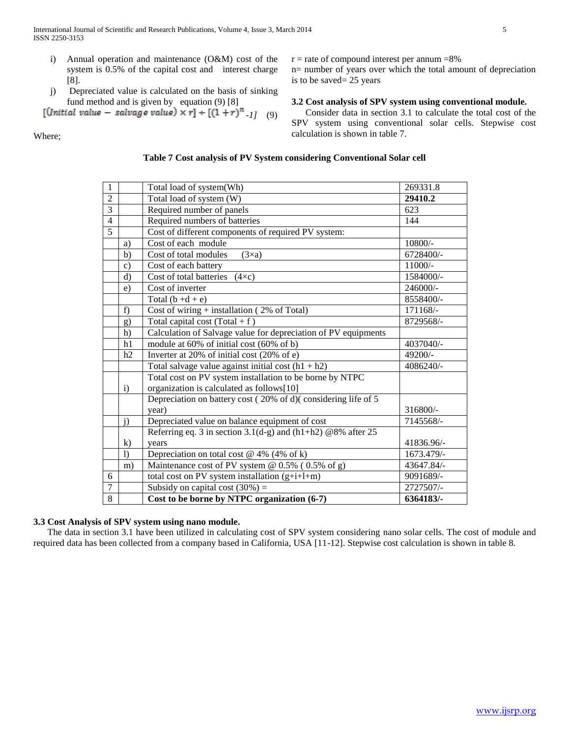i) Annual operation and maintenance (O&M) cost of the system is 0.5% of the capital cost and interest charge [8].

j) Depreciated value is calculated on the basis of sinking fund method and is given by equation (9) [8]

$$[(Initial\ value - salvage\ value) \times r] \div [(1+r)^n - 1] \quad (9)$$

Where;

r = rate of compound interest per annum =8%

n= number of years over which the total amount of depreciation is to be saved= 25 years

### 3.2 Cost analysis of SPV system using conventional module.

Consider data in section 3.1 to calculate the total cost of the SPV system using conventional solar cells. Stepwise cost calculation is shown in table 7.

**Table 7 Cost analysis of PV System considering Conventional Solar cell**

| | | | |
|---|---|---|---|
| 1 | | Total load of system(Wh) | 269331.8 |
| 2 | | Total load of system (W) | **29410.2** |
| 3 | | Required number of panels | 623 |
| 4 | | Required numbers of batteries | 144 |
| 5 | | Cost of different components of required PV system: | |
| | a) | Cost of each module | 10800/- |
| | b) | Cost of total modules (3×a) | 6728400/- |
| | c) | Cost of each battery | 11000/- |
| | d) | Cost of total batteries (4×c) | 1584000/- |
| | e) | Cost of inverter | 246000/- |
| | | Total (b +d + e) | 8558400/- |
| | f) | Cost of wiring + installation ( 2% of Total) | 171168/- |
| | g) | Total capital cost (Total + f ) | 8729568/- |
| | h) | Calculation of Salvage value for depreciation of PV equipments | |
| | h1 | module at 60% of initial cost (60% of b) | 4037040/- |
| | h2 | Inverter at 20% of initial cost (20% of e) | 49200/- |
| | | Total salvage value against initial cost (h1 + h2) | 4086240/- |
| | i) | Total cost on PV system installation to be borne by NTPC organization is calculated as follows[10] | |
| | | Depreciation on battery cost ( 20% of d)( considering life of 5 year) | 316800/- |
| | j) | Depreciated value on balance equipment of cost | 7145568/- |
| | k) | Referring eq. 3 in section 3.1(d-g) and (h1+h2) @8% after 25 years | 41836.96/- |
| | l) | Depreciation on total cost @ 4% (4% of k) | 1673.479/- |
| | m) | Maintenance cost of PV system @ 0.5% ( 0.5% of g) | 43647.84/- |
| 6 | | total cost on PV system installation (g+i+l+m) | 9091689/- |
| 7 | | Subsidy on capital cost (30%) = | 2727507/- |
| 8 | | **Cost to be borne by NTPC organization (6-7)** | **6364183/-** |

### 3.3 Cost Analysis of SPV system using nano module.

The data in section 3.1 have been utilized in calculating cost of SPV system considering nano solar cells. The cost of module and required data has been collected from a company based in California, USA [11-12]. Stepwise cost calculation is shown in table 8.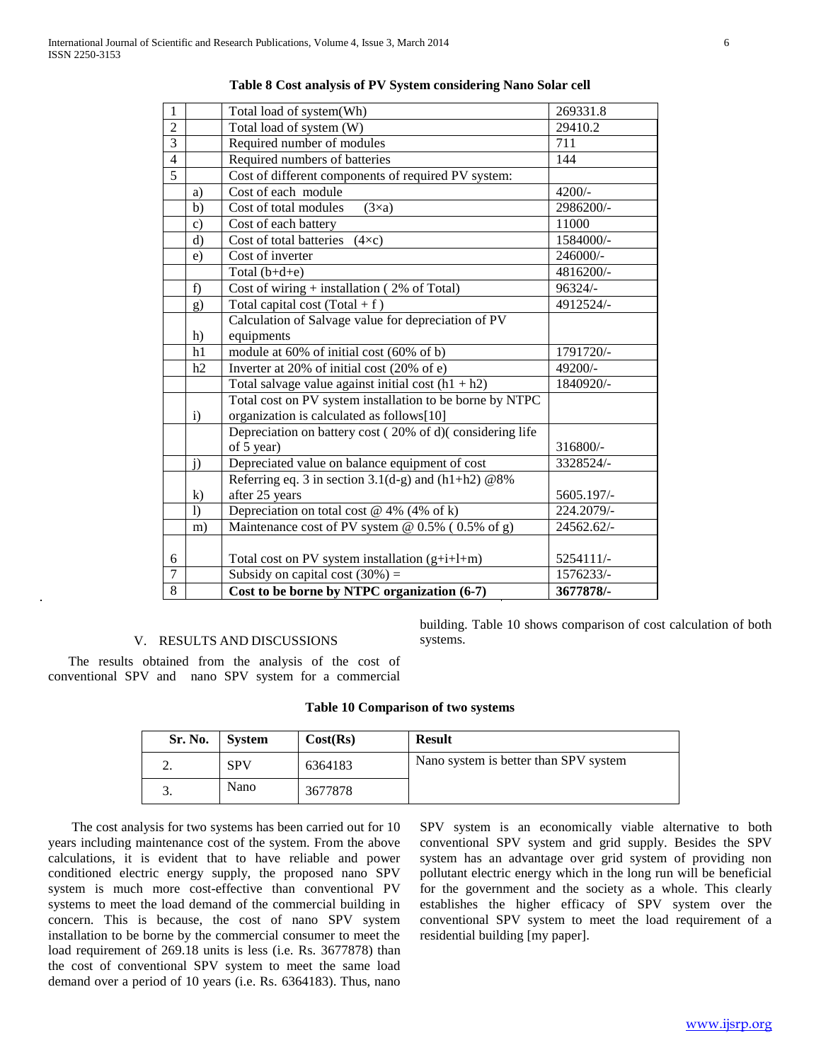**Table 8 Cost analysis of PV System considering Nano Solar cell**

| | | | |
|---|---|---|---|
| 1 | | Total load of system(Wh) | 269331.8 |
| 2 | | Total load of system (W) | 29410.2 |
| 3 | | Required number of modules | 711 |
| 4 | | Required numbers of batteries | 144 |
| 5 | | Cost of different components of required PV system: | |
| | a) | Cost of each module | 4200/- |
| | b) | Cost of total modules (3×a) | 2986200/- |
| | c) | Cost of each battery | 11000 |
| | d) | Cost of total batteries (4×c) | 1584000/- |
| | e) | Cost of inverter | 246000/- |
| | | Total (b+d+e) | 4816200/- |
| | f) | Cost of wiring + installation ( 2% of Total) | 96324/- |
| | g) | Total capital cost (Total + f ) | 4912524/- |
| | h) | Calculation of Salvage value for depreciation of PV equipments | |
| | h1 | module at 60% of initial cost (60% of b) | 1791720/- |
| | h2 | Inverter at 20% of initial cost (20% of e) | 49200/- |
| | | Total salvage value against initial cost (h1 + h2) | 1840920/- |
| | i) | Total cost on PV system installation to be borne by NTPC organization is calculated as follows[10] | |
| | | Depreciation on battery cost ( 20% of d)( considering life of 5 year) | 316800/- |
| | j) | Depreciated value on balance equipment of cost | 3328524/- |
| | k) | Referring eq. 3 in section 3.1(d-g) and (h1+h2) @8% after 25 years | 5605.197/- |
| | l) | Depreciation on total cost @ 4% (4% of k) | 224.2079/- |
| | m) | Maintenance cost of PV system @ 0.5% ( 0.5% of g) | 24562.62/- |
| 6 | | Total cost on PV system installation (g+i+l+m) | 5254111/- |
| 7 | | Subsidy on capital cost (30%) = | 1576233/- |
| 8 | | **Cost to be borne by NTPC organization (6-7)** | **3677878/-** |

## V. RESULTS AND DISCUSSIONS

The results obtained from the analysis of the cost of conventional SPV and nano SPV system for a commercial building. Table 10 shows comparison of cost calculation of both systems.

**Table 10 Comparison of two systems**

| Sr. No. | System | Cost(Rs) | Result |
|---|---|---|---|
| 2. | SPV | 6364183 | Nano system is better than SPV system |
| 3. | Nano | 3677878 | |

The cost analysis for two systems has been carried out for 10 years including maintenance cost of the system. From the above calculations, it is evident that to have reliable and power conditioned electric energy supply, the proposed nano SPV system is much more cost-effective than conventional PV systems to meet the load demand of the commercial building in concern. This is because, the cost of nano SPV system installation to be borne by the commercial consumer to meet the load requirement of 269.18 units is less (i.e. Rs. 3677878) than the cost of conventional SPV system to meet the same load demand over a period of 10 years (i.e. Rs. 6364183). Thus, nano SPV system is an economically viable alternative to both conventional SPV system and grid supply. Besides the SPV system has an advantage over grid system of providing non pollutant electric energy which in the long run will be beneficial for the government and the society as a whole. This clearly establishes the higher efficacy of SPV system over the conventional SPV system to meet the load requirement of a residential building [my paper].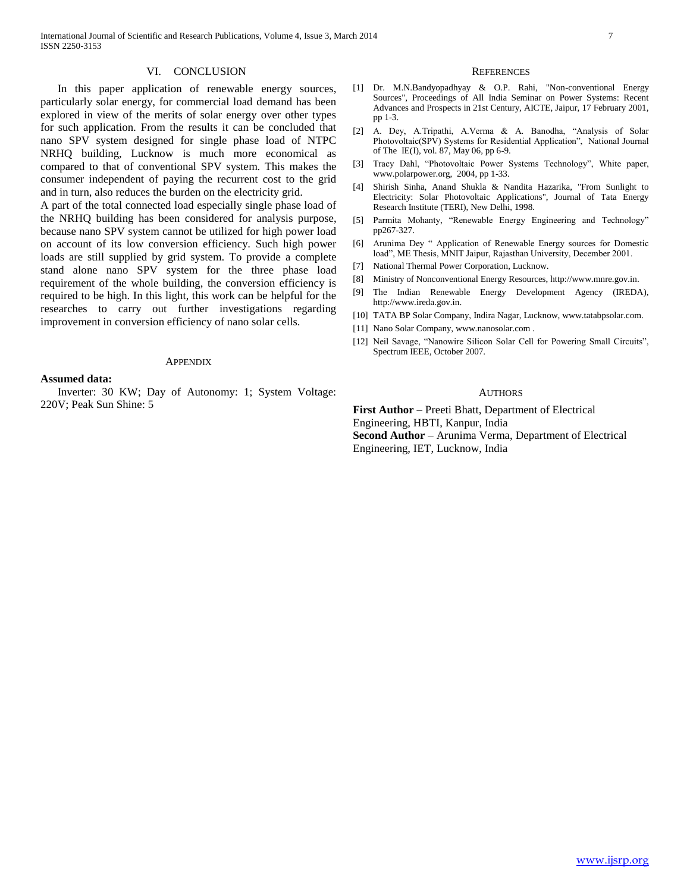## VI. CONCLUSION

In this paper application of renewable energy sources, particularly solar energy, for commercial load demand has been explored in view of the merits of solar energy over other types for such application. From the results it can be concluded that nano SPV system designed for single phase load of NTPC NRHQ building, Lucknow is much more economical as compared to that of conventional SPV system. This makes the consumer independent of paying the recurrent cost to the grid and in turn, also reduces the burden on the electricity grid.

A part of the total connected load especially single phase load of the NRHQ building has been considered for analysis purpose, because nano SPV system cannot be utilized for high power load on account of its low conversion efficiency. Such high power loads are still supplied by grid system. To provide a complete stand alone nano SPV system for the three phase load requirement of the whole building, the conversion efficiency is required to be high. In this light, this work can be helpful for the researches to carry out further investigations regarding improvement in conversion efficiency of nano solar cells.

## APPENDIX

**Assumed data:**

Inverter: 30 KW; Day of Autonomy: 1; System Voltage: 220V; Peak Sun Shine: 5

## REFERENCES

[1] Dr. M.N.Bandyopadhyay & O.P. Rahi, "Non-conventional Energy Sources", Proceedings of All India Seminar on Power Systems: Recent Advances and Prospects in 21st Century, AICTE, Jaipur, 17 February 2001, pp 1-3.

[2] A. Dey, A.Tripathi, A.Verma & A. Banodha, "Analysis of Solar Photovoltaic(SPV) Systems for Residential Application", National Journal of The IE(I), vol. 87, May 06, pp 6-9.

[3] Tracy Dahl, "Photovoltaic Power Systems Technology", White paper, www.polarpower.org, 2004, pp 1-33.

[4] Shirish Sinha, Anand Shukla & Nandita Hazarika, "From Sunlight to Electricity: Solar Photovoltaic Applications", Journal of Tata Energy Research Institute (TERI), New Delhi, 1998.

[5] Parmita Mohanty, "Renewable Energy Engineering and Technology" pp267-327.

[6] Arunima Dey " Application of Renewable Energy sources for Domestic load", ME Thesis, MNIT Jaipur, Rajasthan University, December 2001.

[7] National Thermal Power Corporation, Lucknow.

[8] Ministry of Nonconventional Energy Resources, http://www.mnre.gov.in.

[9] The Indian Renewable Energy Development Agency (IREDA), http://www.ireda.gov.in.

[10] TATA BP Solar Company, Indira Nagar, Lucknow, www.tatabpsolar.com.

[11] Nano Solar Company, www.nanosolar.com .

[12] Neil Savage, "Nanowire Silicon Solar Cell for Powering Small Circuits", Spectrum IEEE, October 2007.

## AUTHORS

**First Author** – Preeti Bhatt, Department of Electrical Engineering, HBTI, Kanpur, India

**Second Author** – Arunima Verma, Department of Electrical Engineering, IET, Lucknow, India